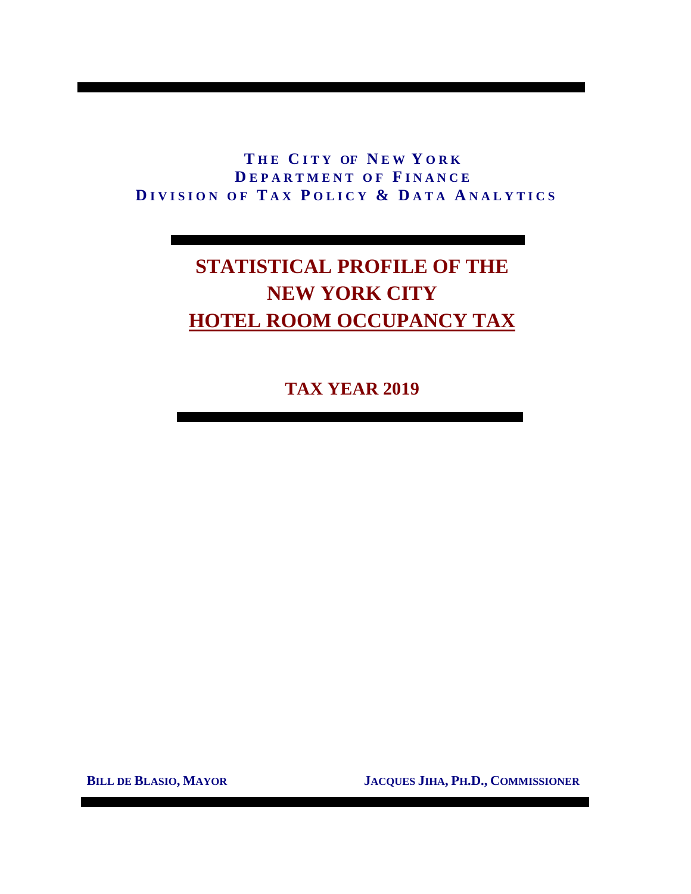**THE CITY OF NEW YORK**
**DEPARTMENT OF FINANCE**
**DIVISION OF TAX POLICY & DATA ANALYTICS**

# STATISTICAL PROFILE OF THE NEW YORK CITY HOTEL ROOM OCCUPANCY TAX

## TAX YEAR 2019

**BILL DE BLASIO, MAYOR**

**JACQUES JIHA, PH.D., COMMISSIONER**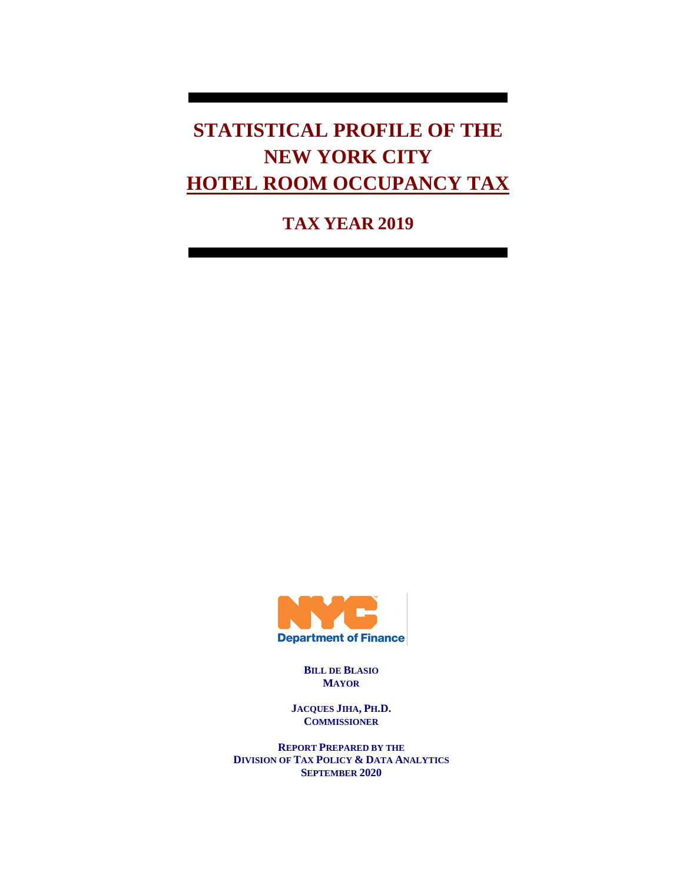# STATISTICAL PROFILE OF THE NEW YORK CITY HOTEL ROOM OCCUPANCY TAX

## TAX YEAR 2019

NYC Department of Finance

**BILL DE BLASIO**
**MAYOR**

**JACQUES JIHA, PH.D.**
**COMMISSIONER**

**REPORT PREPARED BY THE**
**DIVISION OF TAX POLICY & DATA ANALYTICS**
**SEPTEMBER 2020**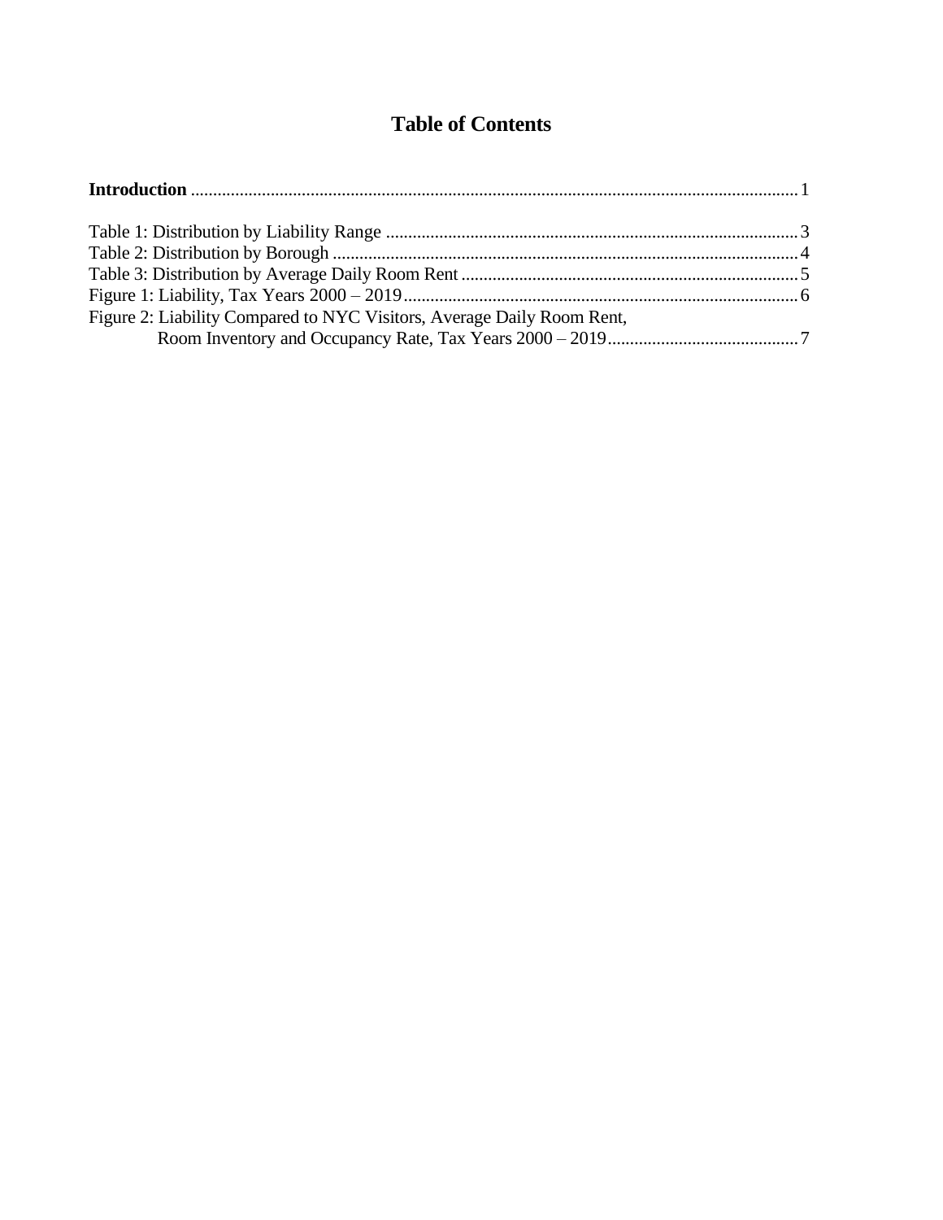# Table of Contents

**Introduction** ........................................................................................................................................ 1

Table 1: Distribution by Liability Range ............................................................................................ 3
Table 2: Distribution by Borough ........................................................................................................ 4
Table 3: Distribution by Average Daily Room Rent ........................................................................... 5
Figure 1: Liability, Tax Years 2000 – 2019......................................................................................... 6
Figure 2: Liability Compared to NYC Visitors, Average Daily Room Rent,
Room Inventory and Occupancy Rate, Tax Years 2000 – 2019........................................... 7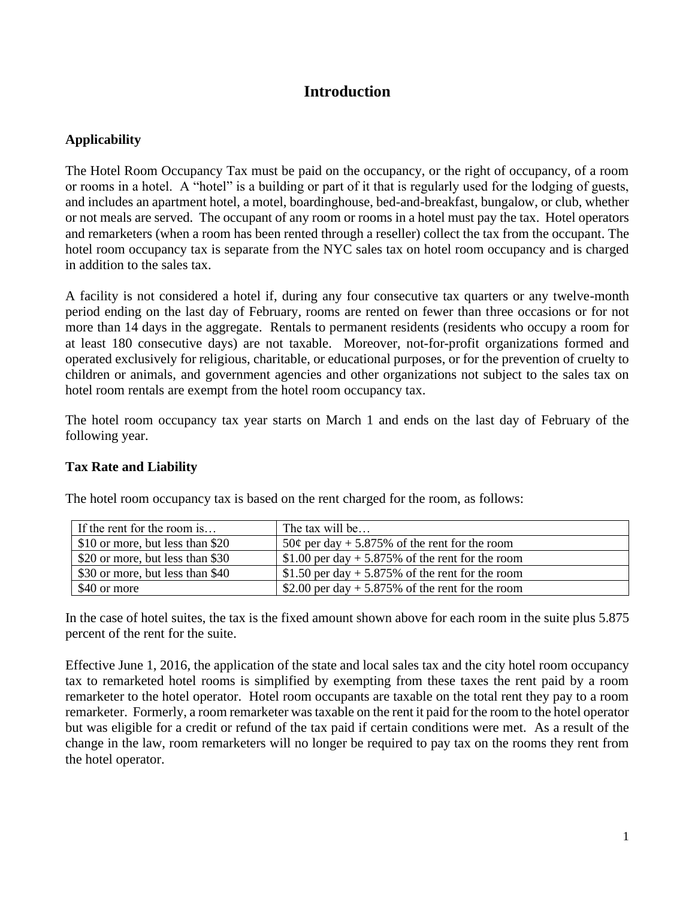# Introduction

## Applicability

The Hotel Room Occupancy Tax must be paid on the occupancy, or the right of occupancy, of a room or rooms in a hotel. A "hotel" is a building or part of it that is regularly used for the lodging of guests, and includes an apartment hotel, a motel, boardinghouse, bed-and-breakfast, bungalow, or club, whether or not meals are served. The occupant of any room or rooms in a hotel must pay the tax. Hotel operators and remarketers (when a room has been rented through a reseller) collect the tax from the occupant. The hotel room occupancy tax is separate from the NYC sales tax on hotel room occupancy and is charged in addition to the sales tax.

A facility is not considered a hotel if, during any four consecutive tax quarters or any twelve-month period ending on the last day of February, rooms are rented on fewer than three occasions or for not more than 14 days in the aggregate. Rentals to permanent residents (residents who occupy a room for at least 180 consecutive days) are not taxable. Moreover, not-for-profit organizations formed and operated exclusively for religious, charitable, or educational purposes, or for the prevention of cruelty to children or animals, and government agencies and other organizations not subject to the sales tax on hotel room rentals are exempt from the hotel room occupancy tax.

The hotel room occupancy tax year starts on March 1 and ends on the last day of February of the following year.

## Tax Rate and Liability

The hotel room occupancy tax is based on the rent charged for the room, as follows:

| If the rent for the room is… | The tax will be… |
|---|---|
| $10 or more, but less than $20 | 50¢ per day + 5.875% of the rent for the room |
| $20 or more, but less than $30 | $1.00 per day + 5.875% of the rent for the room |
| $30 or more, but less than $40 | $1.50 per day + 5.875% of the rent for the room |
| $40 or more | $2.00 per day + 5.875% of the rent for the room |

In the case of hotel suites, the tax is the fixed amount shown above for each room in the suite plus 5.875 percent of the rent for the suite.

Effective June 1, 2016, the application of the state and local sales tax and the city hotel room occupancy tax to remarketed hotel rooms is simplified by exempting from these taxes the rent paid by a room remarketer to the hotel operator. Hotel room occupants are taxable on the total rent they pay to a room remarketer. Formerly, a room remarketer was taxable on the rent it paid for the room to the hotel operator but was eligible for a credit or refund of the tax paid if certain conditions were met. As a result of the change in the law, room remarketers will no longer be required to pay tax on the rooms they rent from the hotel operator.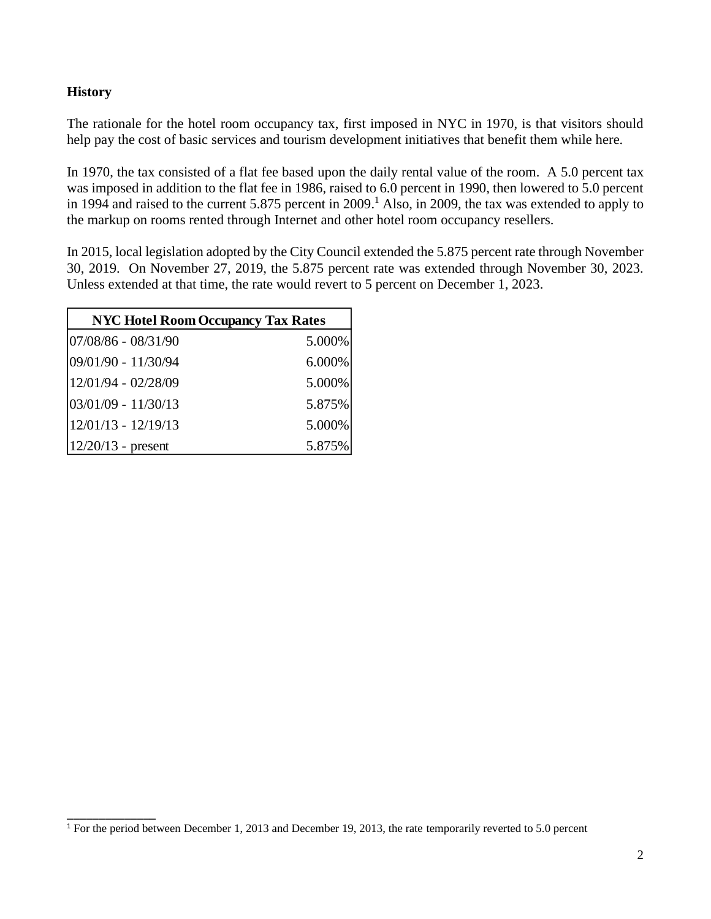**History**

The rationale for the hotel room occupancy tax, first imposed in NYC in 1970, is that visitors should help pay the cost of basic services and tourism development initiatives that benefit them while here.

In 1970, the tax consisted of a flat fee based upon the daily rental value of the room. A 5.0 percent tax was imposed in addition to the flat fee in 1986, raised to 6.0 percent in 1990, then lowered to 5.0 percent in 1994 and raised to the current 5.875 percent in 2009.[1] Also, in 2009, the tax was extended to apply to the markup on rooms rented through Internet and other hotel room occupancy resellers.

In 2015, local legislation adopted by the City Council extended the 5.875 percent rate through November 30, 2019. On November 27, 2019, the 5.875 percent rate was extended through November 30, 2023. Unless extended at that time, the rate would revert to 5 percent on December 1, 2023.

| NYC Hotel Room Occupancy Tax Rates | |
|---|---|
| 07/08/86 - 08/31/90 | 5.000% |
| 09/01/90 - 11/30/94 | 6.000% |
| 12/01/94 - 02/28/09 | 5.000% |
| 03/01/09 - 11/30/13 | 5.875% |
| 12/01/13 - 12/19/13 | 5.000% |
| 12/20/13 - present | 5.875% |

[1] For the period between December 1, 2013 and December 19, 2013, the rate temporarily reverted to 5.0 percent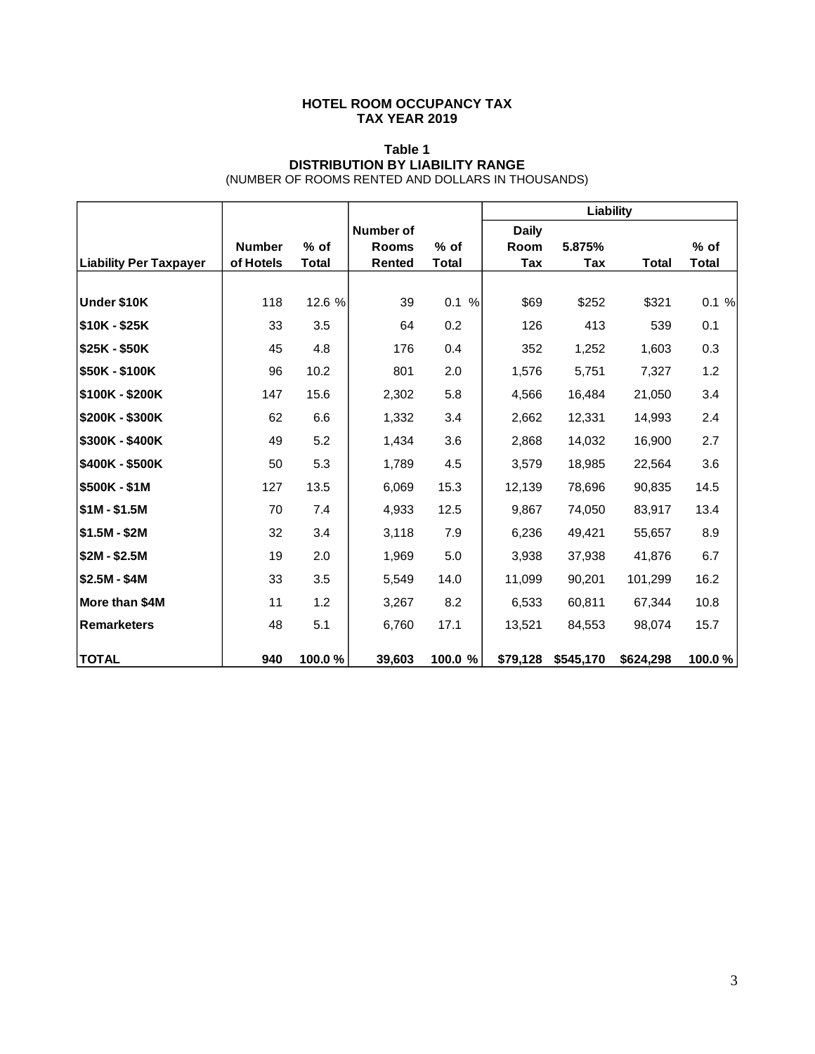# HOTEL ROOM OCCUPANCY TAX
# TAX YEAR 2019

## Table 1
## DISTRIBUTION BY LIABILITY RANGE
(NUMBER OF ROOMS RENTED AND DOLLARS IN THOUSANDS)

| | | | | | Liability | | | |
|---|---|---|---|---|---|---|---|---|
| Liability Per Taxpayer | Number of Hotels | % of Total | Number of Rooms Rented | % of Total | Daily Room Tax | 5.875% Tax | Total | % of Total |
| Under $10K | 118 | 12.6 % | 39 | 0.1 % | $69 | $252 | $321 | 0.1 % |
| $10K - $25K | 33 | 3.5 | 64 | 0.2 | 126 | 413 | 539 | 0.1 |
| $25K - $50K | 45 | 4.8 | 176 | 0.4 | 352 | 1,252 | 1,603 | 0.3 |
| $50K - $100K | 96 | 10.2 | 801 | 2.0 | 1,576 | 5,751 | 7,327 | 1.2 |
| $100K - $200K | 147 | 15.6 | 2,302 | 5.8 | 4,566 | 16,484 | 21,050 | 3.4 |
| $200K - $300K | 62 | 6.6 | 1,332 | 3.4 | 2,662 | 12,331 | 14,993 | 2.4 |
| $300K - $400K | 49 | 5.2 | 1,434 | 3.6 | 2,868 | 14,032 | 16,900 | 2.7 |
| $400K - $500K | 50 | 5.3 | 1,789 | 4.5 | 3,579 | 18,985 | 22,564 | 3.6 |
| $500K - $1M | 127 | 13.5 | 6,069 | 15.3 | 12,139 | 78,696 | 90,835 | 14.5 |
| $1M - $1.5M | 70 | 7.4 | 4,933 | 12.5 | 9,867 | 74,050 | 83,917 | 13.4 |
| $1.5M - $2M | 32 | 3.4 | 3,118 | 7.9 | 6,236 | 49,421 | 55,657 | 8.9 |
| $2M - $2.5M | 19 | 2.0 | 1,969 | 5.0 | 3,938 | 37,938 | 41,876 | 6.7 |
| $2.5M - $4M | 33 | 3.5 | 5,549 | 14.0 | 11,099 | 90,201 | 101,299 | 16.2 |
| More than $4M | 11 | 1.2 | 3,267 | 8.2 | 6,533 | 60,811 | 67,344 | 10.8 |
| Remarketers | 48 | 5.1 | 6,760 | 17.1 | 13,521 | 84,553 | 98,074 | 15.7 |
| **TOTAL** | **940** | **100.0 %** | **39,603** | **100.0 %** | **$79,128** | **$545,170** | **$624,298** | **100.0 %** |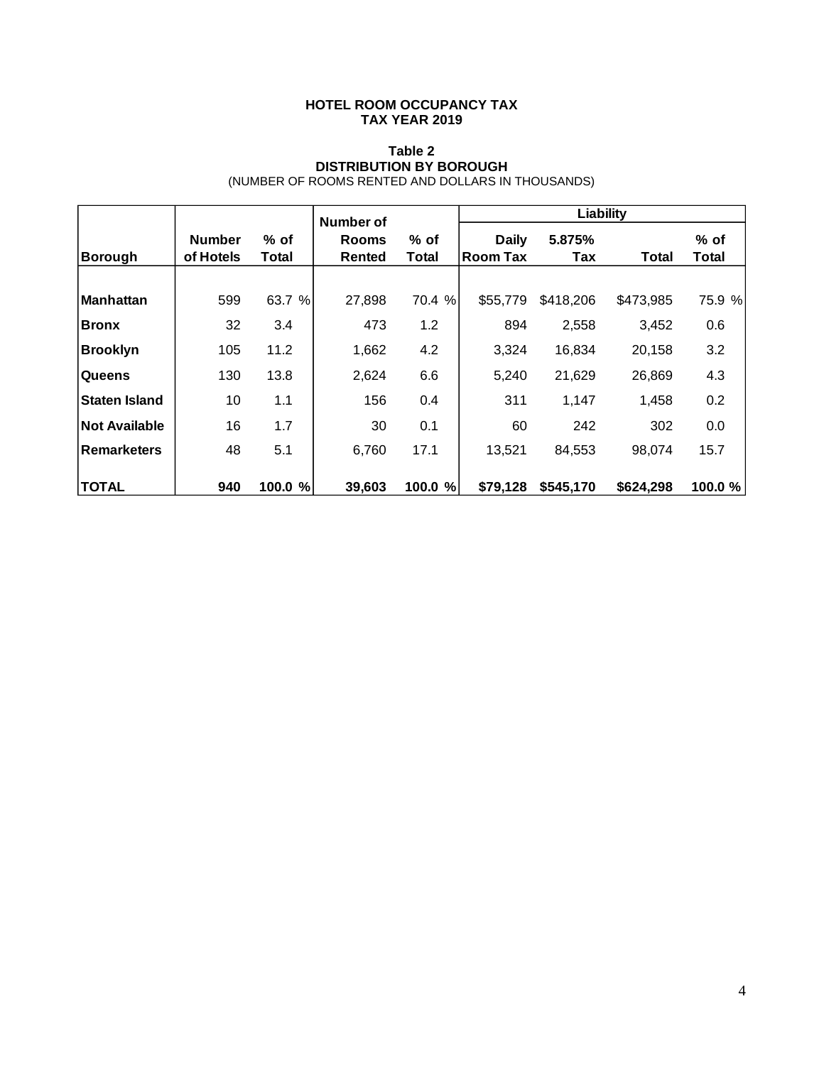**HOTEL ROOM OCCUPANCY TAX**
**TAX YEAR 2019**

**Table 2**
**DISTRIBUTION BY BOROUGH**
(NUMBER OF ROOMS RENTED AND DOLLARS IN THOUSANDS)

| Borough | Number of Hotels | % of Total | Number of Rooms Rented | % of Total | Liability | | | |
|---|---|---|---|---|---|---|---|---|
| | | | | | Daily Room Tax | 5.875% Tax | Total | % of Total |
| **Manhattan** | 599 | 63.7 % | 27,898 | 70.4 % | $55,779 | $418,206 | $473,985 | 75.9 % |
| **Bronx** | 32 | 3.4 | 473 | 1.2 | 894 | 2,558 | 3,452 | 0.6 |
| **Brooklyn** | 105 | 11.2 | 1,662 | 4.2 | 3,324 | 16,834 | 20,158 | 3.2 |
| **Queens** | 130 | 13.8 | 2,624 | 6.6 | 5,240 | 21,629 | 26,869 | 4.3 |
| **Staten Island** | 10 | 1.1 | 156 | 0.4 | 311 | 1,147 | 1,458 | 0.2 |
| **Not Available** | 16 | 1.7 | 30 | 0.1 | 60 | 242 | 302 | 0.0 |
| **Remarketers** | 48 | 5.1 | 6,760 | 17.1 | 13,521 | 84,553 | 98,074 | 15.7 |
| **TOTAL** | **940** | **100.0 %** | **39,603** | **100.0 %** | **$79,128** | **$545,170** | **$624,298** | **100.0 %** |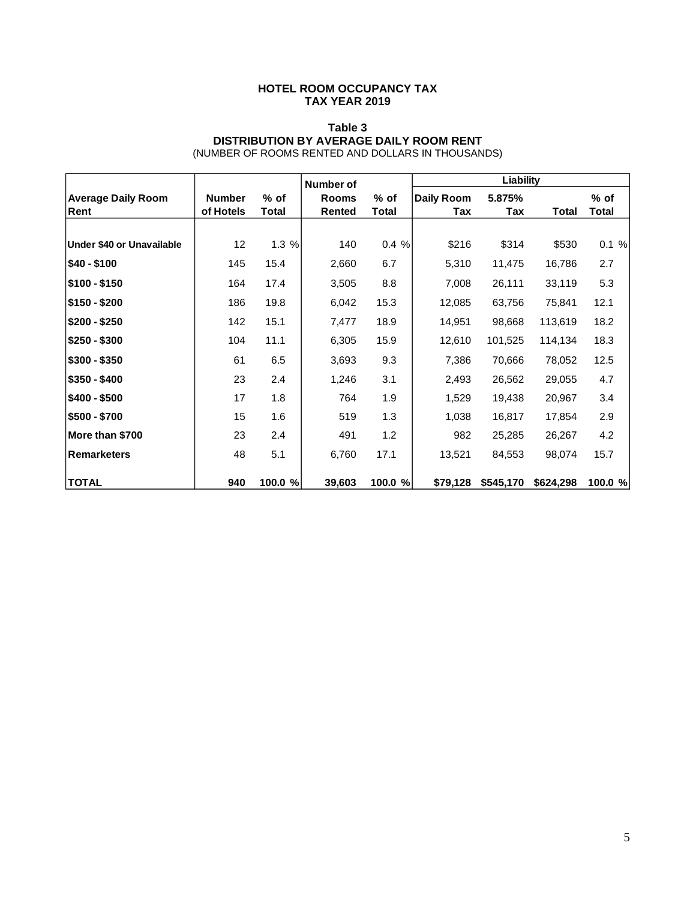**HOTEL ROOM OCCUPANCY TAX**
**TAX YEAR 2019**

**Table 3**
**DISTRIBUTION BY AVERAGE DAILY ROOM RENT**
(NUMBER OF ROOMS RENTED AND DOLLARS IN THOUSANDS)

| Average Daily Room Rent | Number of Hotels | % of Total | Number of Rooms Rented | % of Total | Liability: Daily Room Tax | Liability: 5.875% Tax | Liability: Total | Liability: % of Total |
|---|---|---|---|---|---|---|---|---|
| Under $40 or Unavailable | 12 | 1.3 % | 140 | 0.4 % | $216 | $314 | $530 | 0.1 % |
| $40 - $100 | 145 | 15.4 | 2,660 | 6.7 | 5,310 | 11,475 | 16,786 | 2.7 |
| $100 - $150 | 164 | 17.4 | 3,505 | 8.8 | 7,008 | 26,111 | 33,119 | 5.3 |
| $150 - $200 | 186 | 19.8 | 6,042 | 15.3 | 12,085 | 63,756 | 75,841 | 12.1 |
| $200 - $250 | 142 | 15.1 | 7,477 | 18.9 | 14,951 | 98,668 | 113,619 | 18.2 |
| $250 - $300 | 104 | 11.1 | 6,305 | 15.9 | 12,610 | 101,525 | 114,134 | 18.3 |
| $300 - $350 | 61 | 6.5 | 3,693 | 9.3 | 7,386 | 70,666 | 78,052 | 12.5 |
| $350 - $400 | 23 | 2.4 | 1,246 | 3.1 | 2,493 | 26,562 | 29,055 | 4.7 |
| $400 - $500 | 17 | 1.8 | 764 | 1.9 | 1,529 | 19,438 | 20,967 | 3.4 |
| $500 - $700 | 15 | 1.6 | 519 | 1.3 | 1,038 | 16,817 | 17,854 | 2.9 |
| More than $700 | 23 | 2.4 | 491 | 1.2 | 982 | 25,285 | 26,267 | 4.2 |
| Remarketers | 48 | 5.1 | 6,760 | 17.1 | 13,521 | 84,553 | 98,074 | 15.7 |
| **TOTAL** | **940** | **100.0 %** | **39,603** | **100.0 %** | **$79,128** | **$545,170** | **$624,298** | **100.0 %** |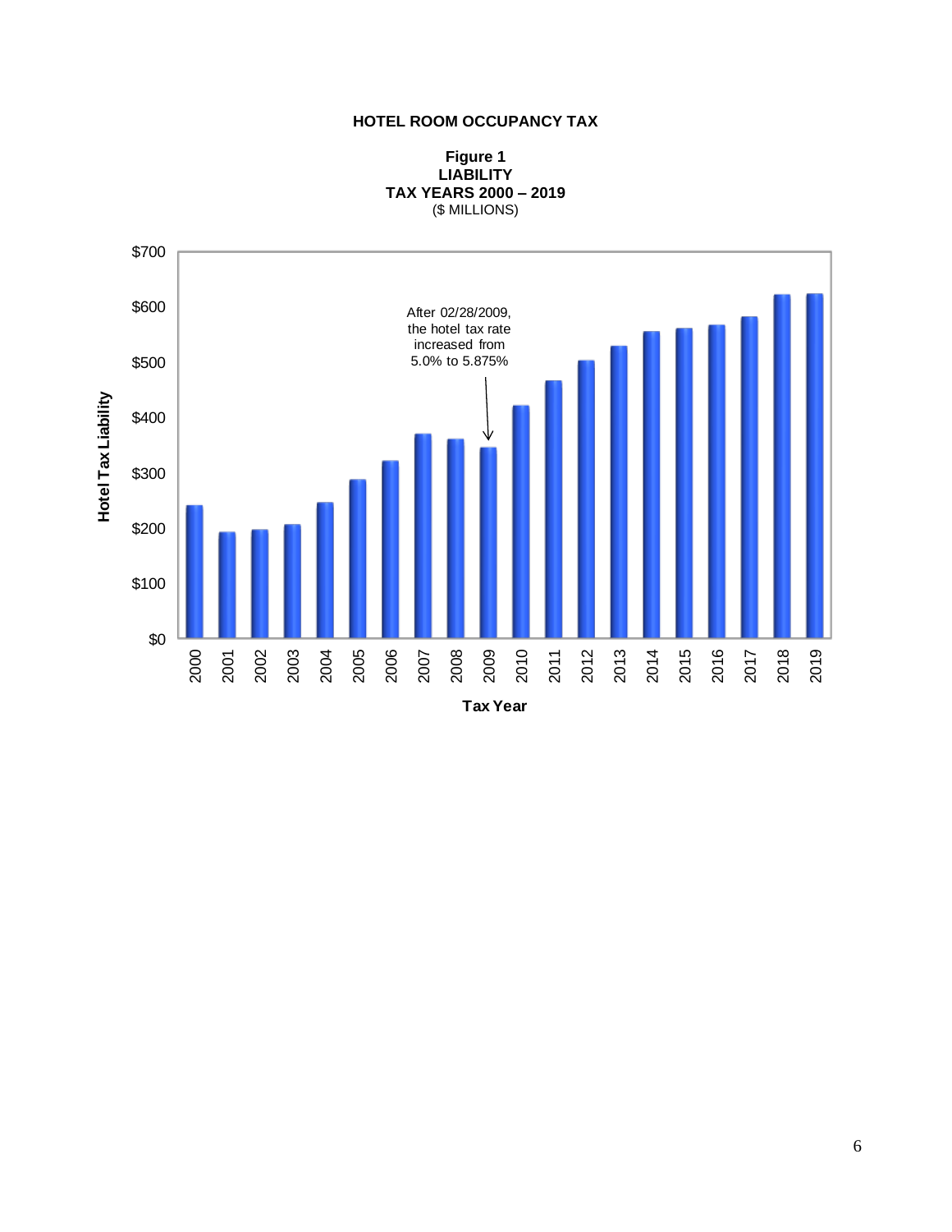# HOTEL ROOM OCCUPANCY TAX

**Figure 1**
**LIABILITY**
**TAX YEARS 2000 – 2019**
($ MILLIONS)

After 02/28/2009, the hotel tax rate increased from 5.0% to 5.875%

Hotel Tax Liability

Tax Year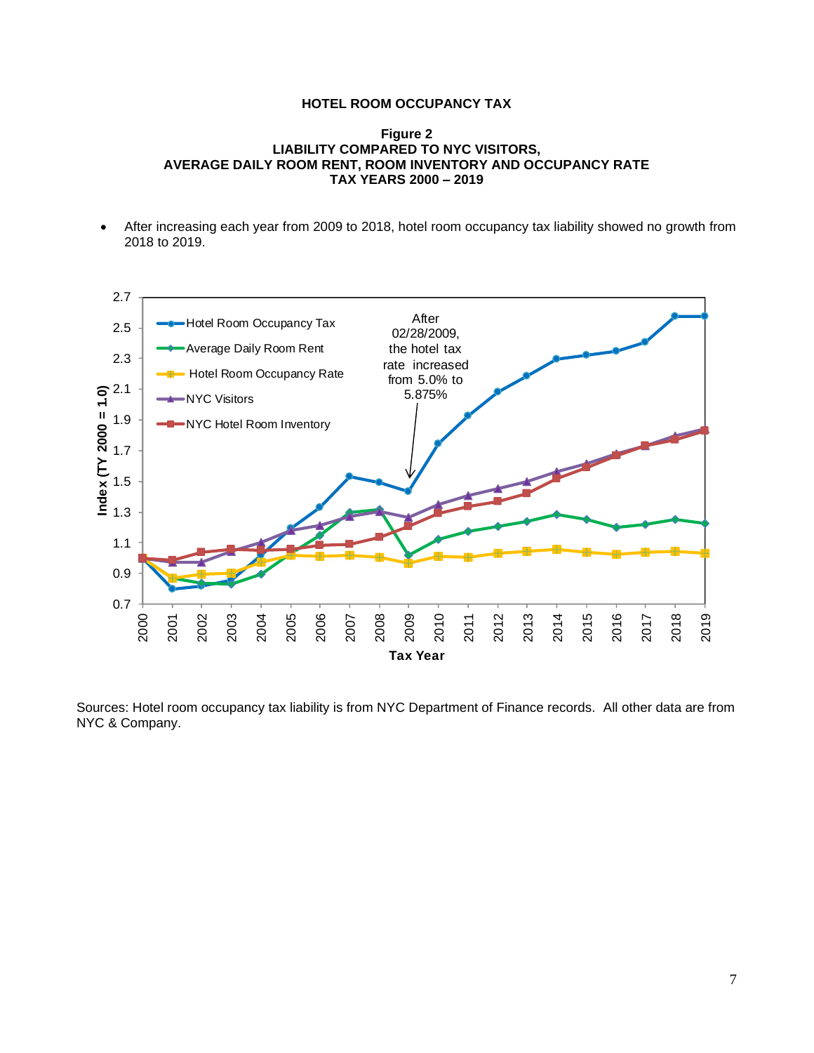# HOTEL ROOM OCCUPANCY TAX

## Figure 2
## LIABILITY COMPARED TO NYC VISITORS, AVERAGE DAILY ROOM RENT, ROOM INVENTORY AND OCCUPANCY RATE
## TAX YEARS 2000 – 2019

- After increasing each year from 2009 to 2018, hotel room occupancy tax liability showed no growth from 2018 to 2019.

Hotel Room Occupancy Tax
Average Daily Room Rent
Hotel Room Occupancy Rate
NYC Visitors
NYC Hotel Room Inventory

After 02/28/2009, the hotel tax rate increased from 5.0% to 5.875%

Index (TY 2000 = 1.0)

2.7
2.5
2.3
2.1
1.9
1.7
1.5
1.3
1.1
0.9
0.7

2000 2001 2002 2003 2004 2005 2006 2007 2008 2009 2010 2011 2012 2013 2014 2015 2016 2017 2018 2019

Tax Year

Sources: Hotel room occupancy tax liability is from NYC Department of Finance records. All other data are from NYC & Company.